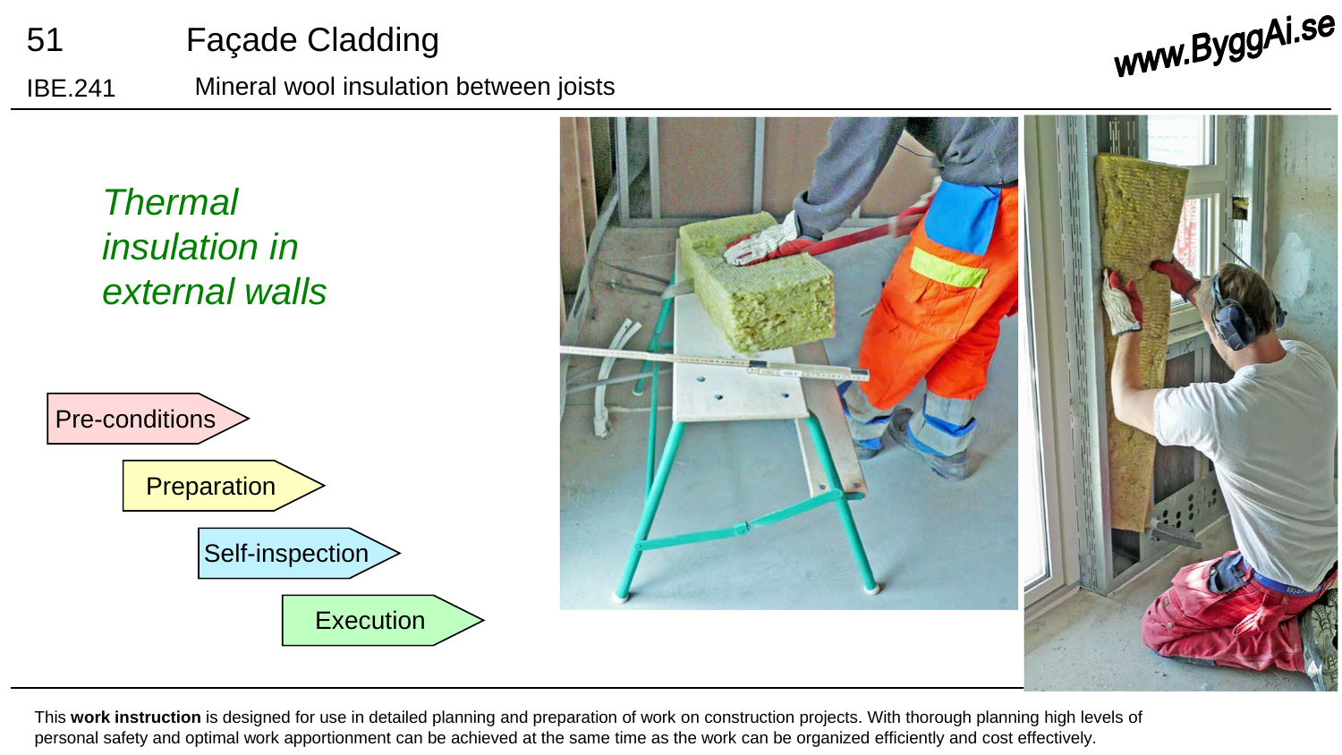# 51 Façade Cladding

## IBE.241 Mineral wool insulation between joists

*Thermal insulation in external walls*

Pre-conditions

Preparation

Self-inspection

Execution

This **work instruction** is designed for use in detailed planning and preparation of work on construction projects. With thorough planning high levels of personal safety and optimal work apportionment can be achieved at the same time as the work can be organized efficiently and cost effectively.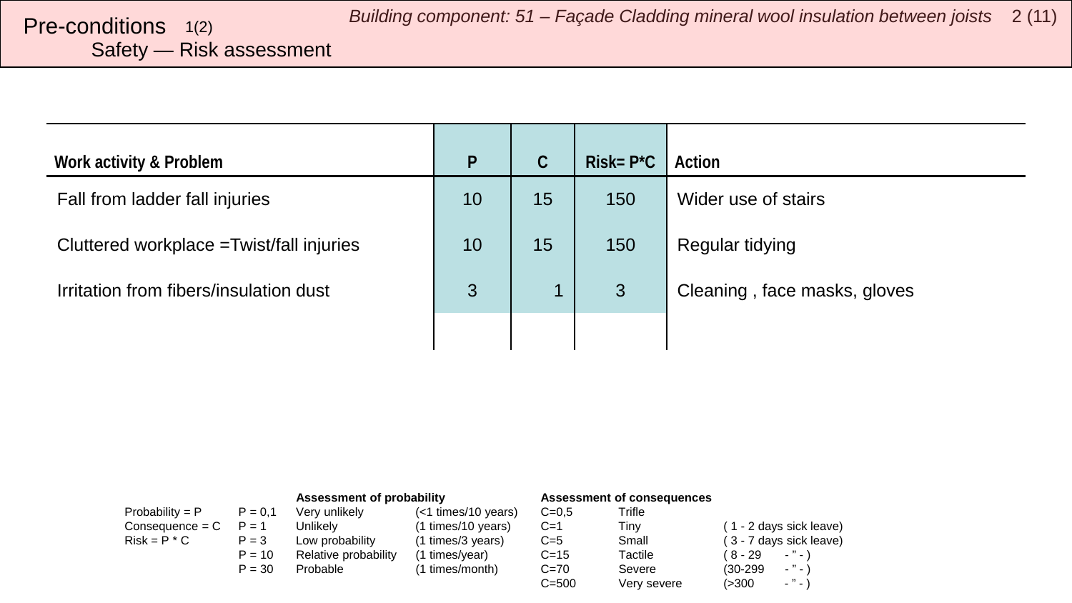# Pre-conditions 1(2)

## Safety — Risk assessment

*Building component: 51 – Façade Cladding mineral wool insulation between joists*

| Work activity & Problem | P | C | Risk= P*C | Action |
|---|---|---|---|---|
| Fall from ladder fall injuries | 10 | 15 | 150 | Wider use of stairs |
| Cluttered workplace =Twist/fall injuries | 10 | 15 | 150 | Regular tidying |
| Irritation from fibers/insulation dust | 3 | 1 | 3 | Cleaning , face masks, gloves |
| | | | | |

| | | **Assessment of probability** | | **Assessment of consequences** | | | |
|---|---|---|---|---|---|---|---|
| Probability = P | P = 0,1 | Very unlikely | (<1 times/10 years) | C=0,5 | Trifle | | |
| Consequence = C | P = 1 | Unlikely | (1 times/10 years) | C=1 | Tiny | ( 1 - 2 days sick leave) | |
| Risk = P * C | P = 3 | Low probability | (1 times/3 years) | C=5 | Small | ( 3 - 7 days sick leave) | |
| | P = 10 | Relative probability | (1 times/year) | C=15 | Tactile | ( 8 - 29 | - " - ) |
| | P = 30 | Probable | (1 times/month) | C=70 | Severe | (30-299 | - " - ) |
| | | | | C=500 | Very severe | (>300 | - " - ) |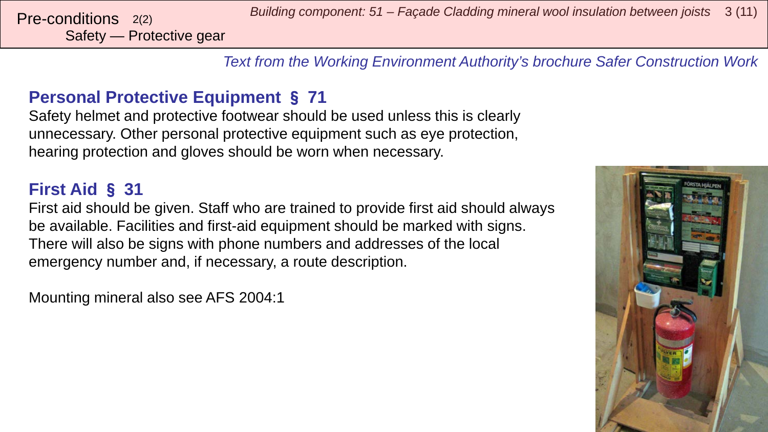# Pre-conditions 2(2)
## Safety — Protective gear

*Text from the Working Environment Authority's brochure Safer Construction Work*

### Personal Protective Equipment § 71

Safety helmet and protective footwear should be used unless this is clearly unnecessary. Other personal protective equipment such as eye protection, hearing protection and gloves should be worn when necessary.

### First Aid § 31

First aid should be given. Staff who are trained to provide first aid should always be available. Facilities and first-aid equipment should be marked with signs. There will also be signs with phone numbers and addresses of the local emergency number and, if necessary, a route description.

Mounting mineral also see AFS 2004:1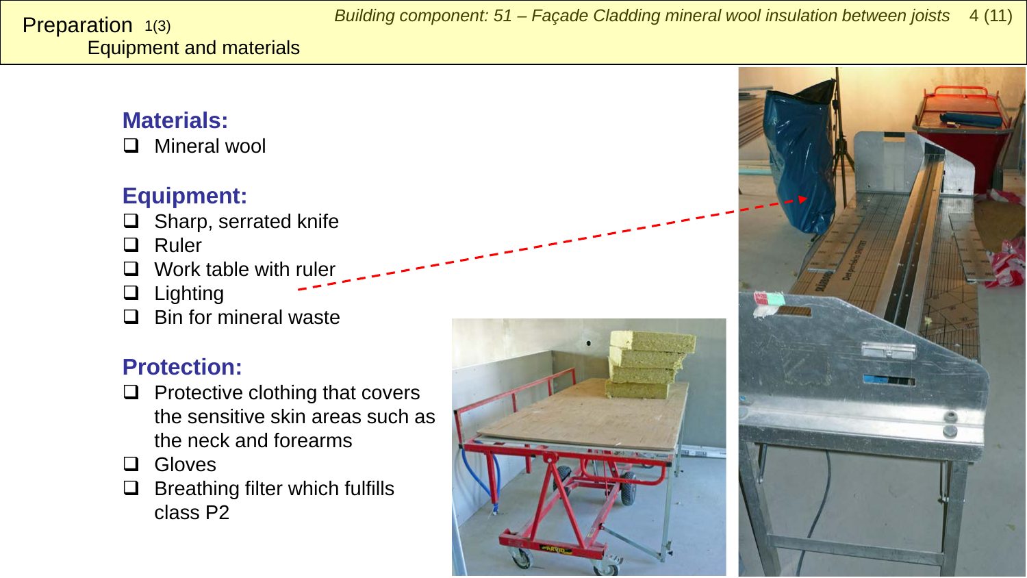# Preparation 1(3)

## Equipment and materials

### Materials:

- ❑ Mineral wool

### Equipment:

- ❑ Sharp, serrated knife
- ❑ Ruler
- ❑ Work table with ruler
- ❑ Lighting
- ❑ Bin for mineral waste

### Protection:

- ❑ Protective clothing that covers the sensitive skin areas such as the neck and forearms
- ❑ Gloves
- ❑ Breathing filter which fulfills class P2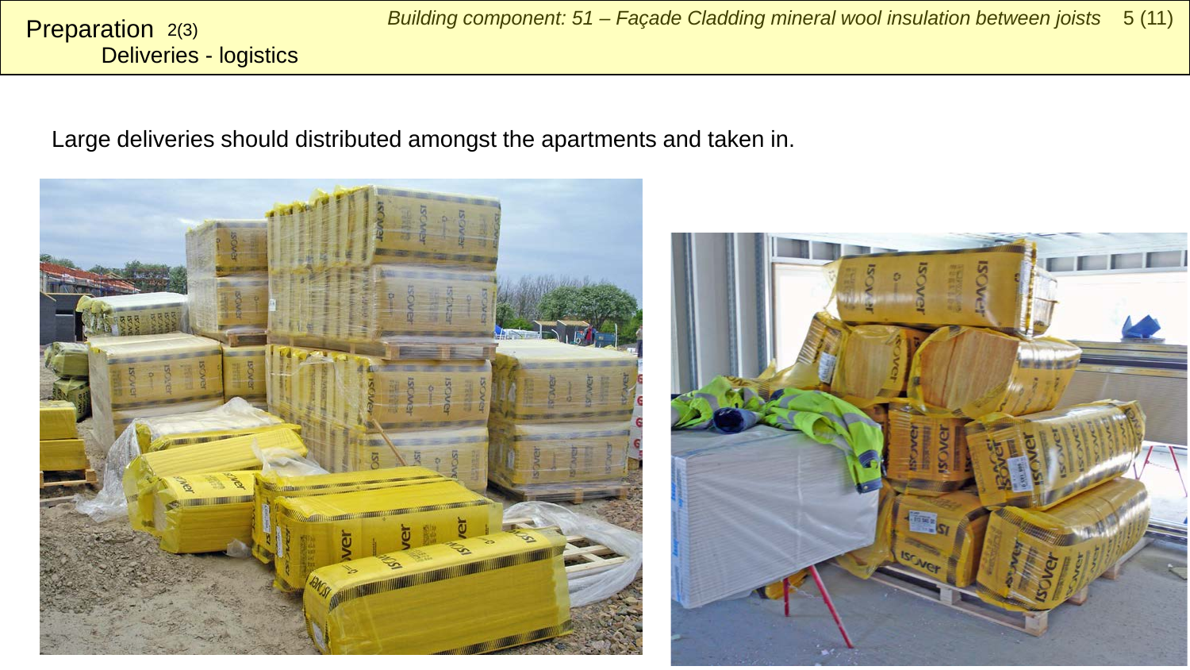# Preparation 2(3)
## Deliveries - logistics

*Building component: 51 – Façade Cladding mineral wool insulation between joists*

Large deliveries should distributed amongst the apartments and taken in.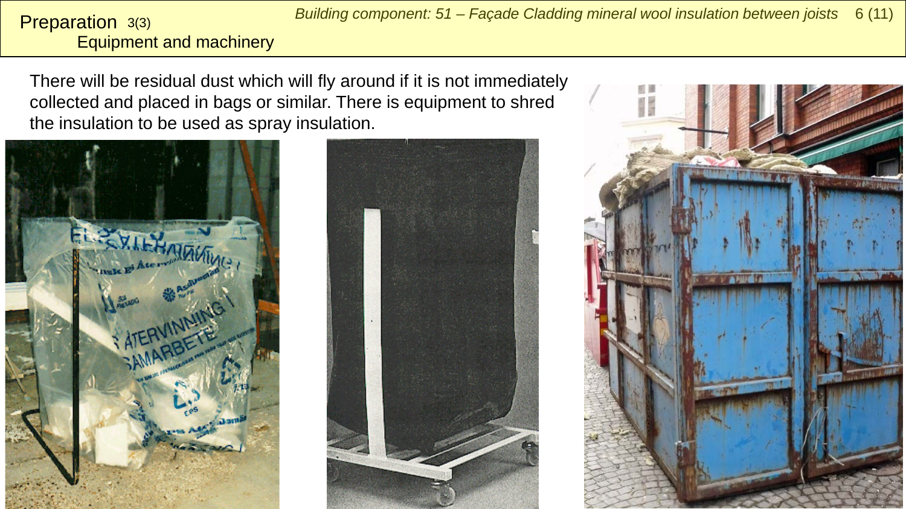# Preparation 3(3)
## Equipment and machinery

There will be residual dust which will fly around if it is not immediately collected and placed in bags or similar. There is equipment to shred the insulation to be used as spray insulation.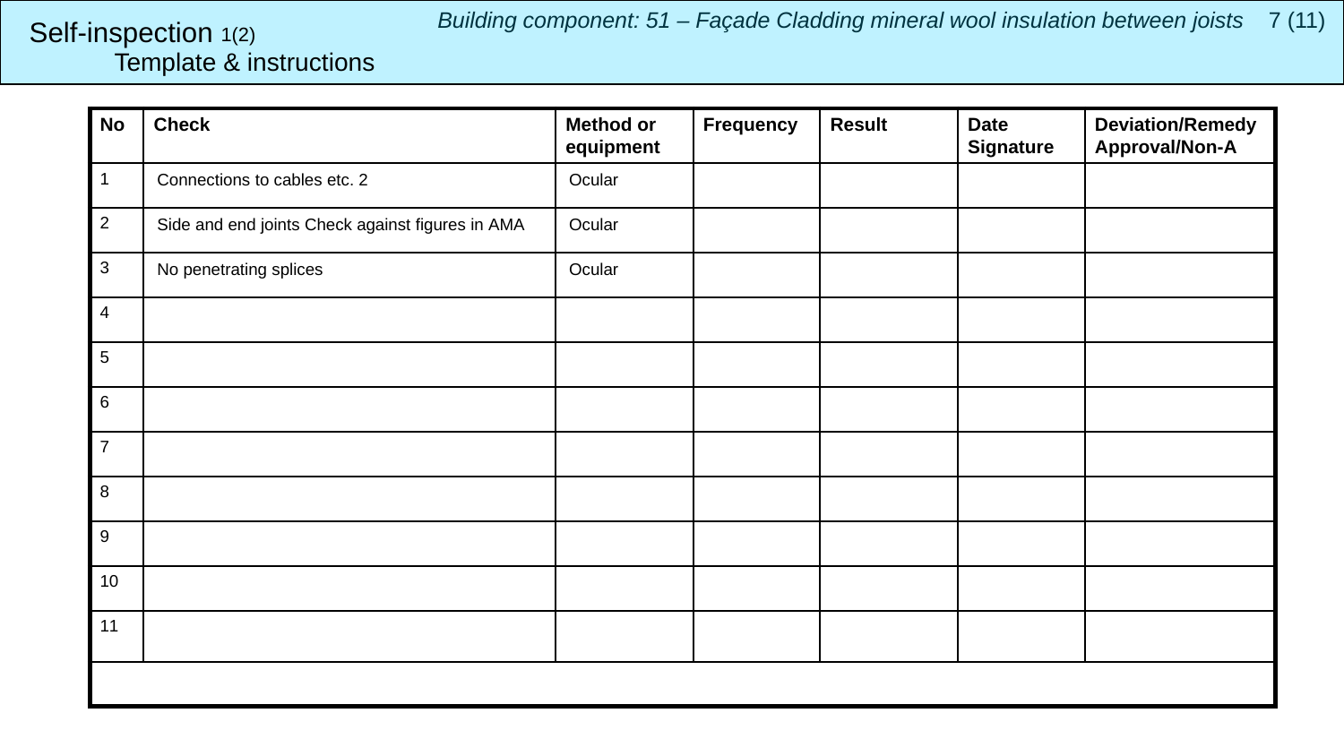# Self-inspection 1(2)

## Template & instructions

*Building component: 51 – Façade Cladding mineral wool insulation between joists*

| No | Check | Method or equipment | Frequency | Result | Date Signature | Deviation/Remedy Approval/Non-A |
|---|---|---|---|---|---|---|
| 1 | Connections to cables etc. 2 | Ocular | | | | |
| 2 | Side and end joints Check against figures in AMA | Ocular | | | | |
| 3 | No penetrating splices | Ocular | | | | |
| 4 | | | | | | |
| 5 | | | | | | |
| 6 | | | | | | |
| 7 | | | | | | |
| 8 | | | | | | |
| 9 | | | | | | |
| 10 | | | | | | |
| 11 | | | | | | |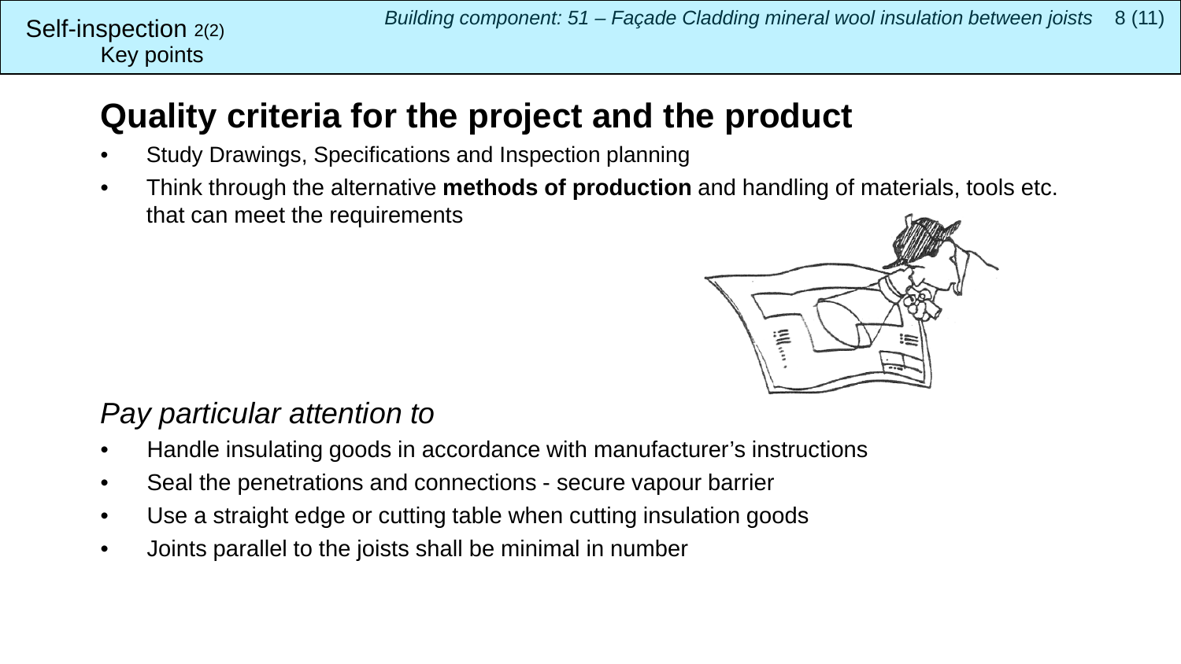Self-inspection 2(2)
Key points

# Quality criteria for the project and the product

- Study Drawings, Specifications and Inspection planning
- Think through the alternative **methods of production** and handling of materials, tools etc. that can meet the requirements

*Pay particular attention to*

- Handle insulating goods in accordance with manufacturer's instructions
- Seal the penetrations and connections - secure vapour barrier
- Use a straight edge or cutting table when cutting insulation goods
- Joints parallel to the joists shall be minimal in number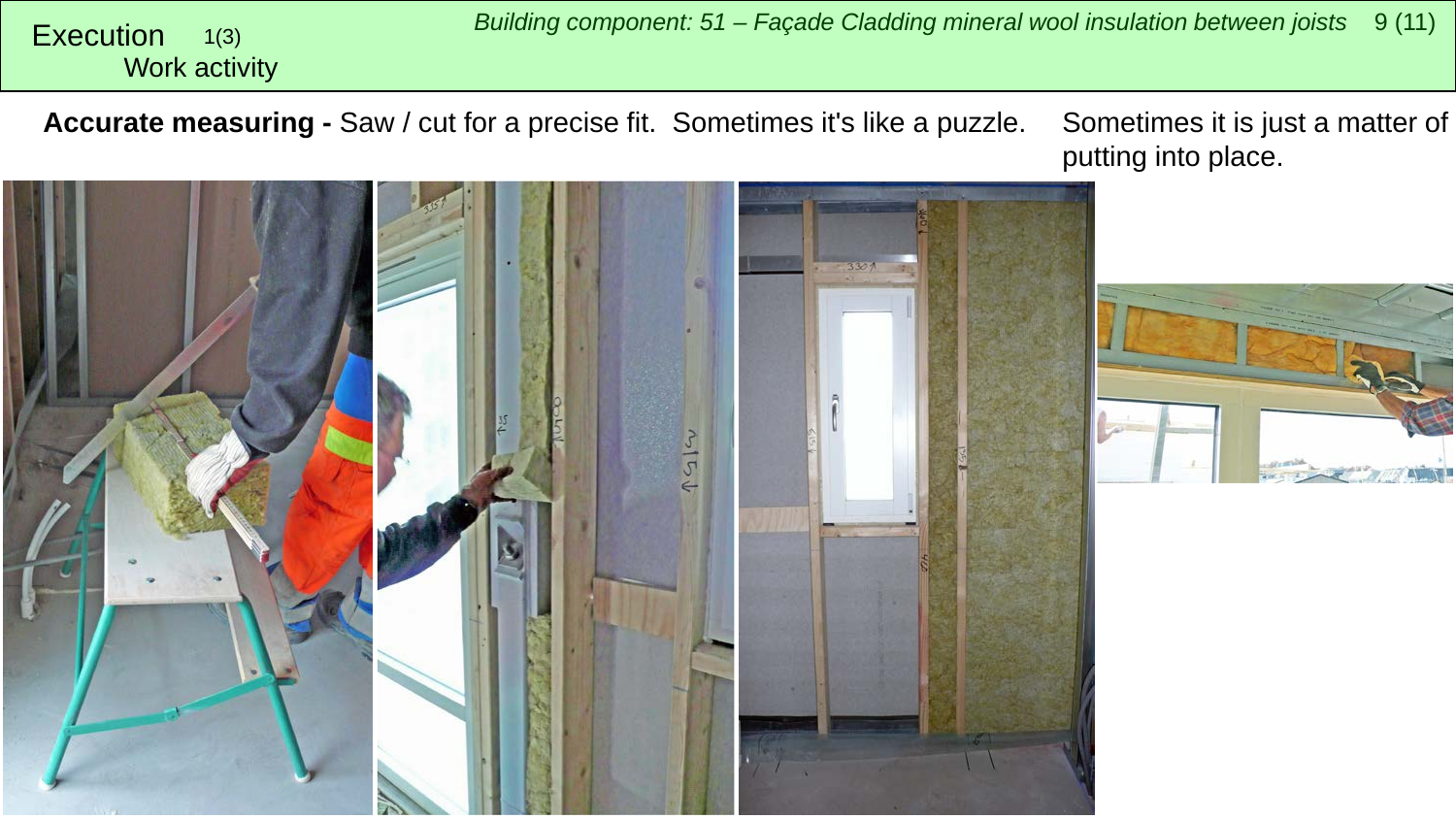# Execution 1(3)
## Work activity

**Accurate measuring -** Saw / cut for a precise fit. Sometimes it's like a puzzle.

Sometimes it is just a matter of putting into place.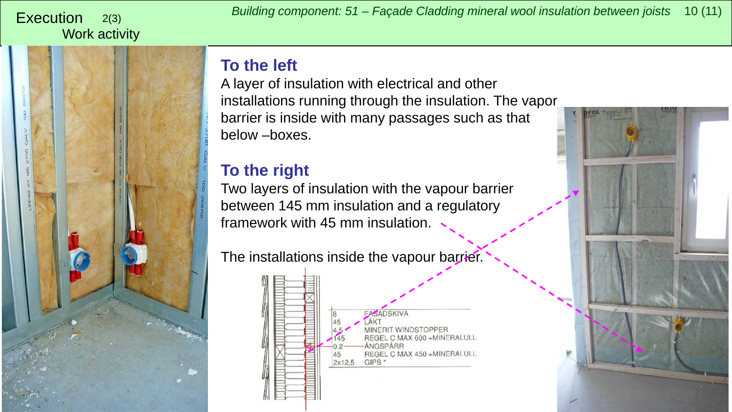Execution 2(3)
Work activity

Building component: 51 – Façade Cladding mineral wool insulation between joists

## To the left

A layer of insulation with electrical and other installations running through the insulation. The vapor barrier is inside with many passages such as that below –boxes.

## To the right

Two layers of insulation with the vapour barrier between 145 mm insulation and a regulatory framework with 45 mm insulation.

The installations inside the vapour barrier.

| | |
|---|---|
| 8 | FASADSKIVA |
| 45 | LÄKT |
| 4,5 | MINERIT WINDSTOPPER |
| 145 | REGEL C MAX 600 +MINERALULL |
| 0,2 | ÅNGSPÄRR |
| 45 | REGEL C MAX 450 +MINERALULL |
| 2x12,5 | GIPS * |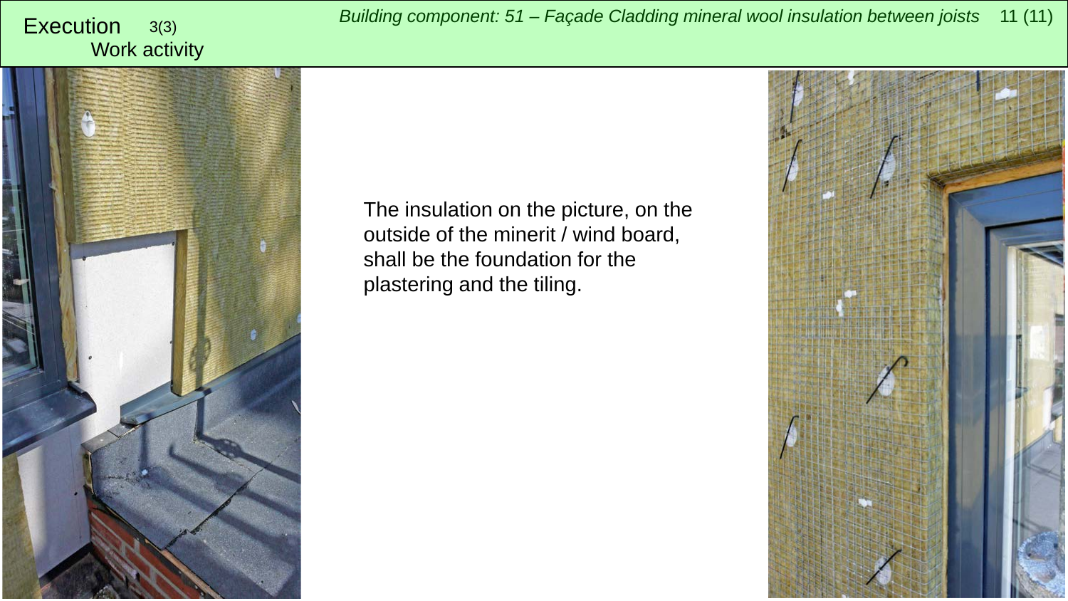# Execution 3(3)

## Work activity

*Building component: 51 – Façade Cladding mineral wool insulation between joists*

The insulation on the picture, on the outside of the minerit / wind board, shall be the foundation for the plastering and the tiling.